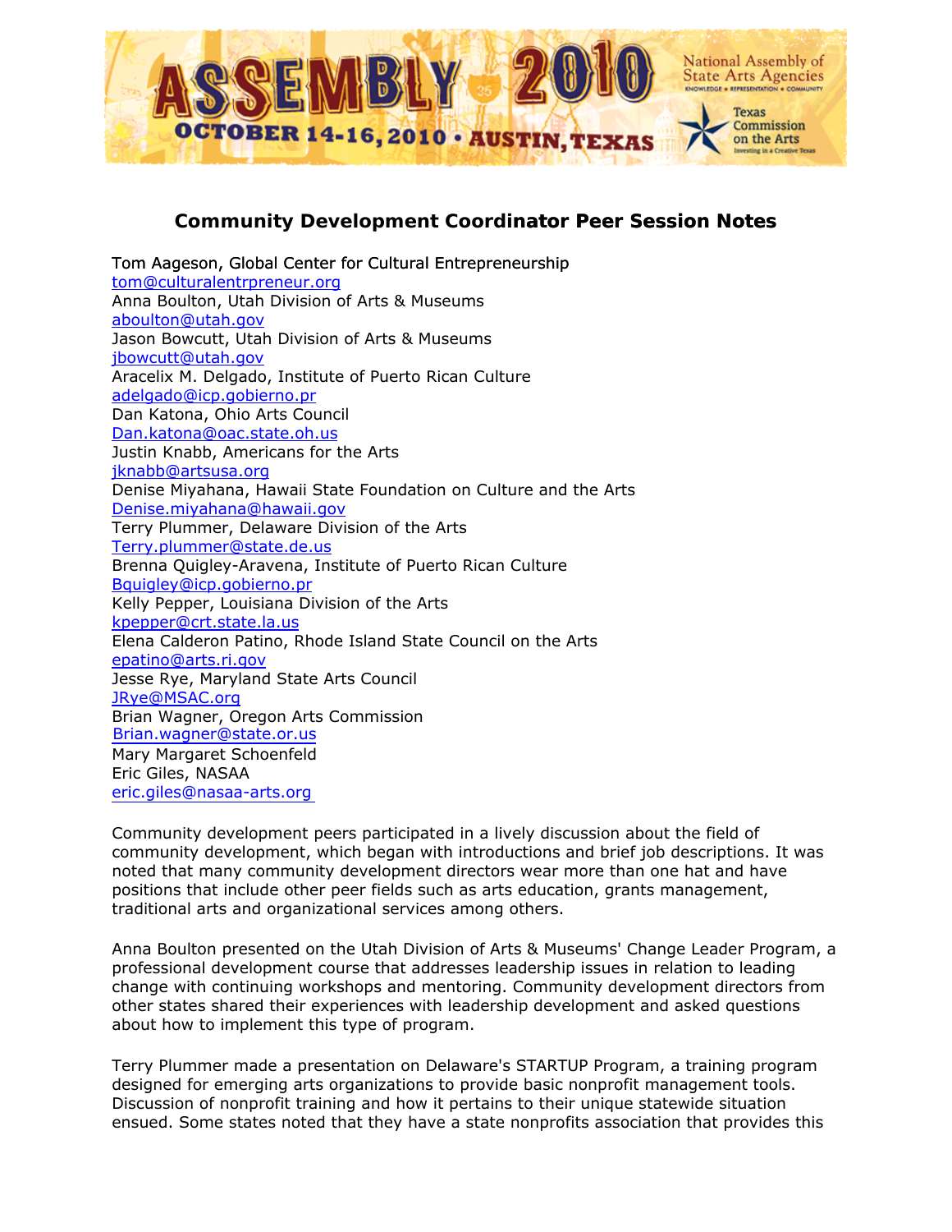## Community Development Coordinator Peer Session Notes

Tom Aageson, Global Center for Cultural Entrepreneurship
tom@culturalentrpreneur.org
Anna Boulton, Utah Division of Arts & Museums
aboulton@utah.gov
Jason Bowcutt, Utah Division of Arts & Museums
jbowcutt@utah.gov
Aracelix M. Delgado, Institute of Puerto Rican Culture
adelgado@icp.gobierno.pr
Dan Katona, Ohio Arts Council
Dan.katona@oac.state.oh.us
Justin Knabb, Americans for the Arts
jknabb@artsusa.org
Denise Miyahana, Hawaii State Foundation on Culture and the Arts
Denise.miyahana@hawaii.gov
Terry Plummer, Delaware Division of the Arts
Terry.plummer@state.de.us
Brenna Quigley-Aravena, Institute of Puerto Rican Culture
Bquigley@icp.gobierno.pr
Kelly Pepper, Louisiana Division of the Arts
kpepper@crt.state.la.us
Elena Calderon Patino, Rhode Island State Council on the Arts
epatino@arts.ri.gov
Jesse Rye, Maryland State Arts Council
JRye@MSAC.org
Brian Wagner, Oregon Arts Commission
Brian.wagner@state.or.us
Mary Margaret Schoenfeld
Eric Giles, NASAA
eric.giles@nasaa-arts.org

Community development peers participated in a lively discussion about the field of community development, which began with introductions and brief job descriptions. It was noted that many community development directors wear more than one hat and have positions that include other peer fields such as arts education, grants management, traditional arts and organizational services among others.

Anna Boulton presented on the Utah Division of Arts & Museums' Change Leader Program, a professional development course that addresses leadership issues in relation to leading change with continuing workshops and mentoring. Community development directors from other states shared their experiences with leadership development and asked questions about how to implement this type of program.

Terry Plummer made a presentation on Delaware's STARTUP Program, a training program designed for emerging arts organizations to provide basic nonprofit management tools. Discussion of nonprofit training and how it pertains to their unique statewide situation ensued. Some states noted that they have a state nonprofits association that provides this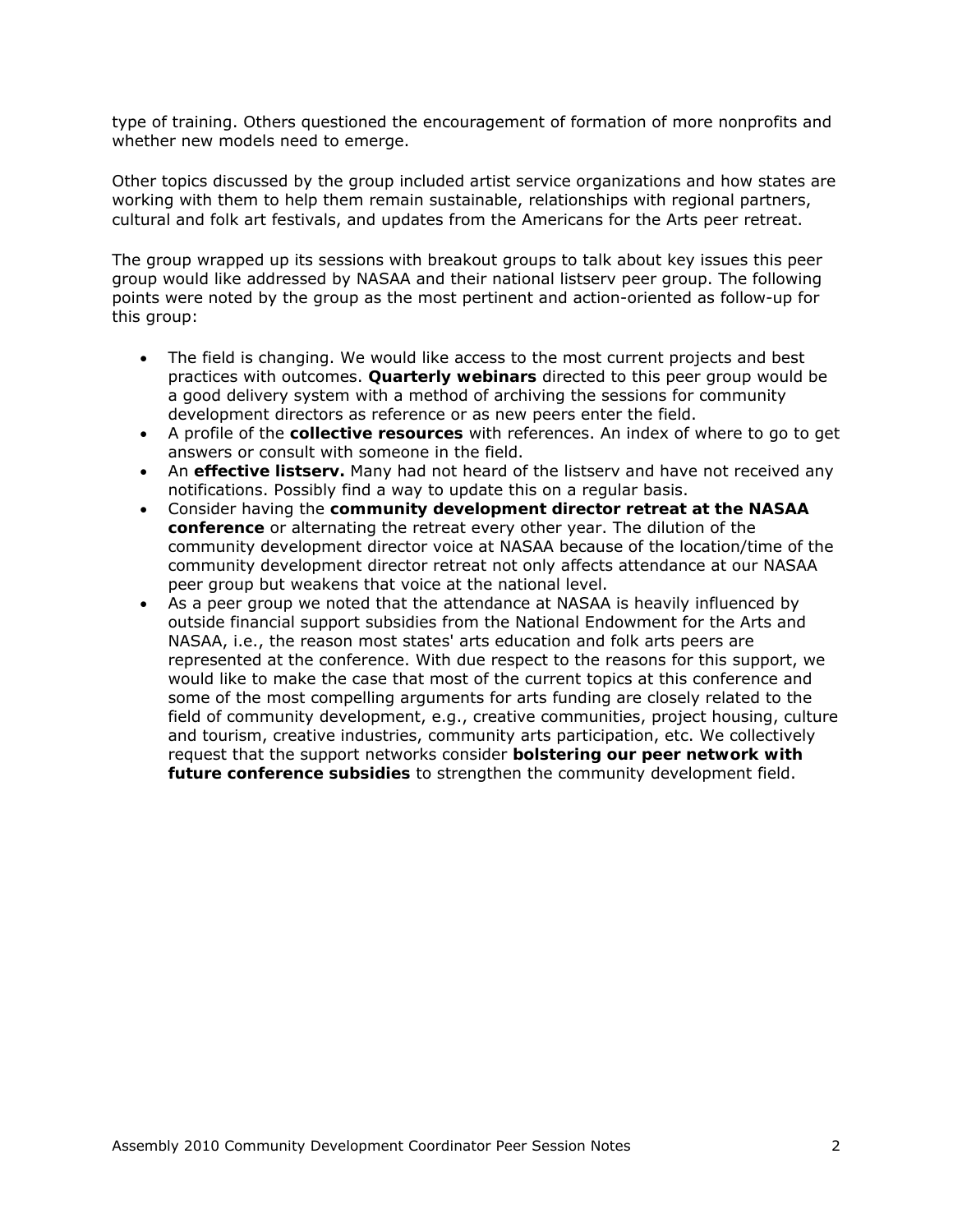type of training. Others questioned the encouragement of formation of more nonprofits and whether new models need to emerge.

Other topics discussed by the group included artist service organizations and how states are working with them to help them remain sustainable, relationships with regional partners, cultural and folk art festivals, and updates from the Americans for the Arts peer retreat.

The group wrapped up its sessions with breakout groups to talk about key issues this peer group would like addressed by NASAA and their national listserv peer group. The following points were noted by the group as the most pertinent and action-oriented as follow-up for this group:

- The field is changing. We would like access to the most current projects and best practices with outcomes. **Quarterly webinars** directed to this peer group would be a good delivery system with a method of archiving the sessions for community development directors as reference or as new peers enter the field.
- A profile of the **collective resources** with references. An index of where to go to get answers or consult with someone in the field.
- An **effective listserv.** Many had not heard of the listserv and have not received any notifications. Possibly find a way to update this on a regular basis.
- Consider having the **community development director retreat at the NASAA conference** or alternating the retreat every other year. The dilution of the community development director voice at NASAA because of the location/time of the community development director retreat not only affects attendance at our NASAA peer group but weakens that voice at the national level.
- As a peer group we noted that the attendance at NASAA is heavily influenced by outside financial support subsidies from the National Endowment for the Arts and NASAA, i.e., the reason most states' arts education and folk arts peers are represented at the conference. With due respect to the reasons for this support, we would like to make the case that most of the current topics at this conference and some of the most compelling arguments for arts funding are closely related to the field of community development, e.g., creative communities, project housing, culture and tourism, creative industries, community arts participation, etc. We collectively request that the support networks consider **bolstering our peer network with future conference subsidies** to strengthen the community development field.